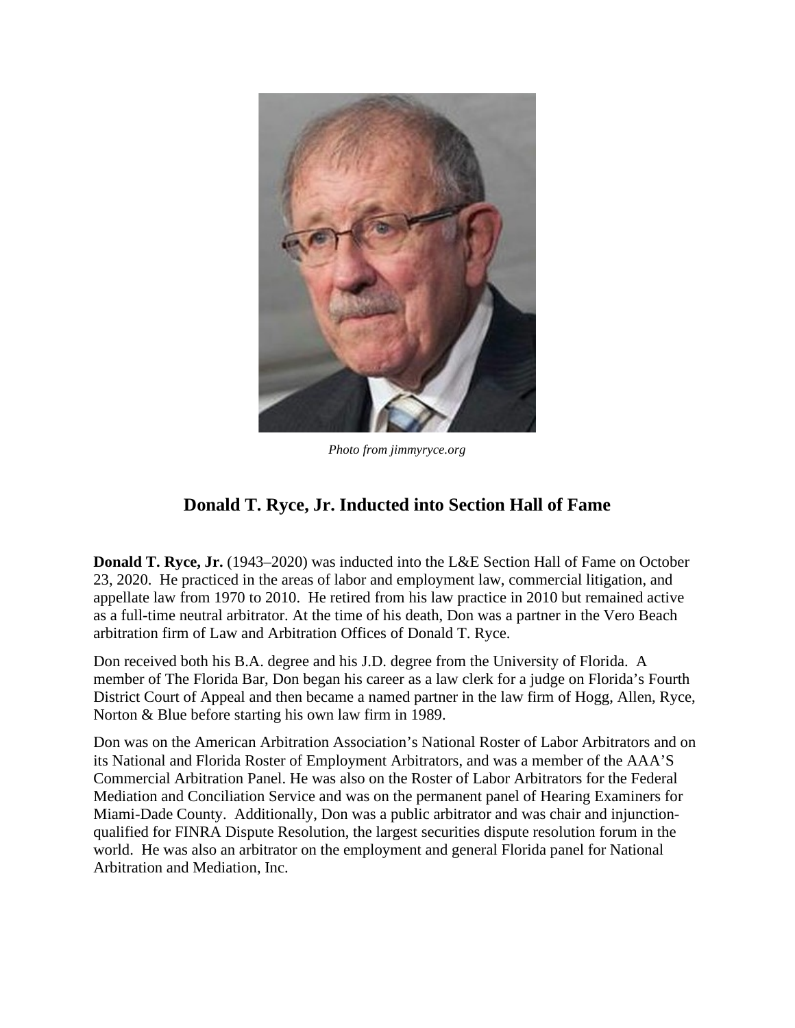*Photo from jimmyryce.org*

## Donald T. Ryce, Jr. Inducted into Section Hall of Fame

**Donald T. Ryce, Jr.** (1943–2020) was inducted into the L&E Section Hall of Fame on October 23, 2020. He practiced in the areas of labor and employment law, commercial litigation, and appellate law from 1970 to 2010. He retired from his law practice in 2010 but remained active as a full-time neutral arbitrator. At the time of his death, Don was a partner in the Vero Beach arbitration firm of Law and Arbitration Offices of Donald T. Ryce.

Don received both his B.A. degree and his J.D. degree from the University of Florida. A member of The Florida Bar, Don began his career as a law clerk for a judge on Florida's Fourth District Court of Appeal and then became a named partner in the law firm of Hogg, Allen, Ryce, Norton & Blue before starting his own law firm in 1989.

Don was on the American Arbitration Association's National Roster of Labor Arbitrators and on its National and Florida Roster of Employment Arbitrators, and was a member of the AAA'S Commercial Arbitration Panel. He was also on the Roster of Labor Arbitrators for the Federal Mediation and Conciliation Service and was on the permanent panel of Hearing Examiners for Miami-Dade County. Additionally, Don was a public arbitrator and was chair and injunction-qualified for FINRA Dispute Resolution, the largest securities dispute resolution forum in the world. He was also an arbitrator on the employment and general Florida panel for National Arbitration and Mediation, Inc.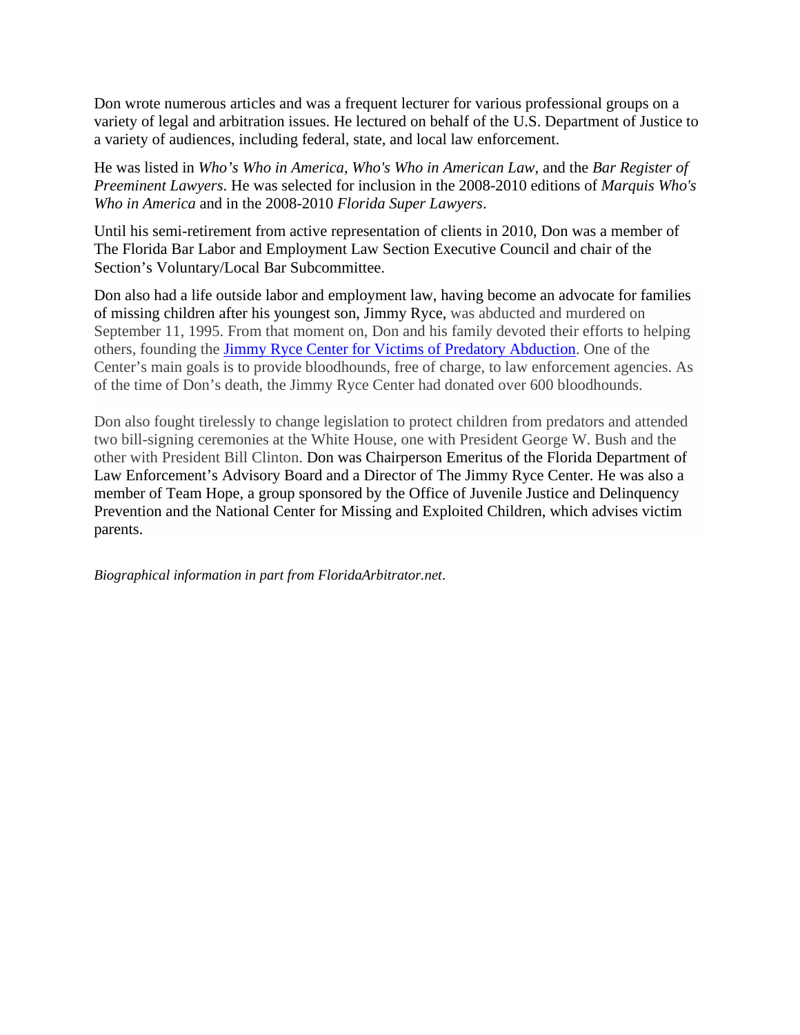Don wrote numerous articles and was a frequent lecturer for various professional groups on a variety of legal and arbitration issues. He lectured on behalf of the U.S. Department of Justice to a variety of audiences, including federal, state, and local law enforcement.

He was listed in *Who's Who in America*, *Who's Who in American Law*, and the *Bar Register of Preeminent Lawyers*. He was selected for inclusion in the 2008-2010 editions of *Marquis Who's Who in America* and in the 2008-2010 *Florida Super Lawyers*.

Until his semi-retirement from active representation of clients in 2010, Don was a member of The Florida Bar Labor and Employment Law Section Executive Council and chair of the Section's Voluntary/Local Bar Subcommittee.

Don also had a life outside labor and employment law, having become an advocate for families of missing children after his youngest son, Jimmy Ryce, was abducted and murdered on September 11, 1995. From that moment on, Don and his family devoted their efforts to helping others, founding the Jimmy Ryce Center for Victims of Predatory Abduction. One of the Center's main goals is to provide bloodhounds, free of charge, to law enforcement agencies. As of the time of Don's death, the Jimmy Ryce Center had donated over 600 bloodhounds.

Don also fought tirelessly to change legislation to protect children from predators and attended two bill-signing ceremonies at the White House, one with President George W. Bush and the other with President Bill Clinton. Don was Chairperson Emeritus of the Florida Department of Law Enforcement's Advisory Board and a Director of The Jimmy Ryce Center. He was also a member of Team Hope, a group sponsored by the Office of Juvenile Justice and Delinquency Prevention and the National Center for Missing and Exploited Children, which advises victim parents.

*Biographical information in part from FloridaArbitrator.net*.